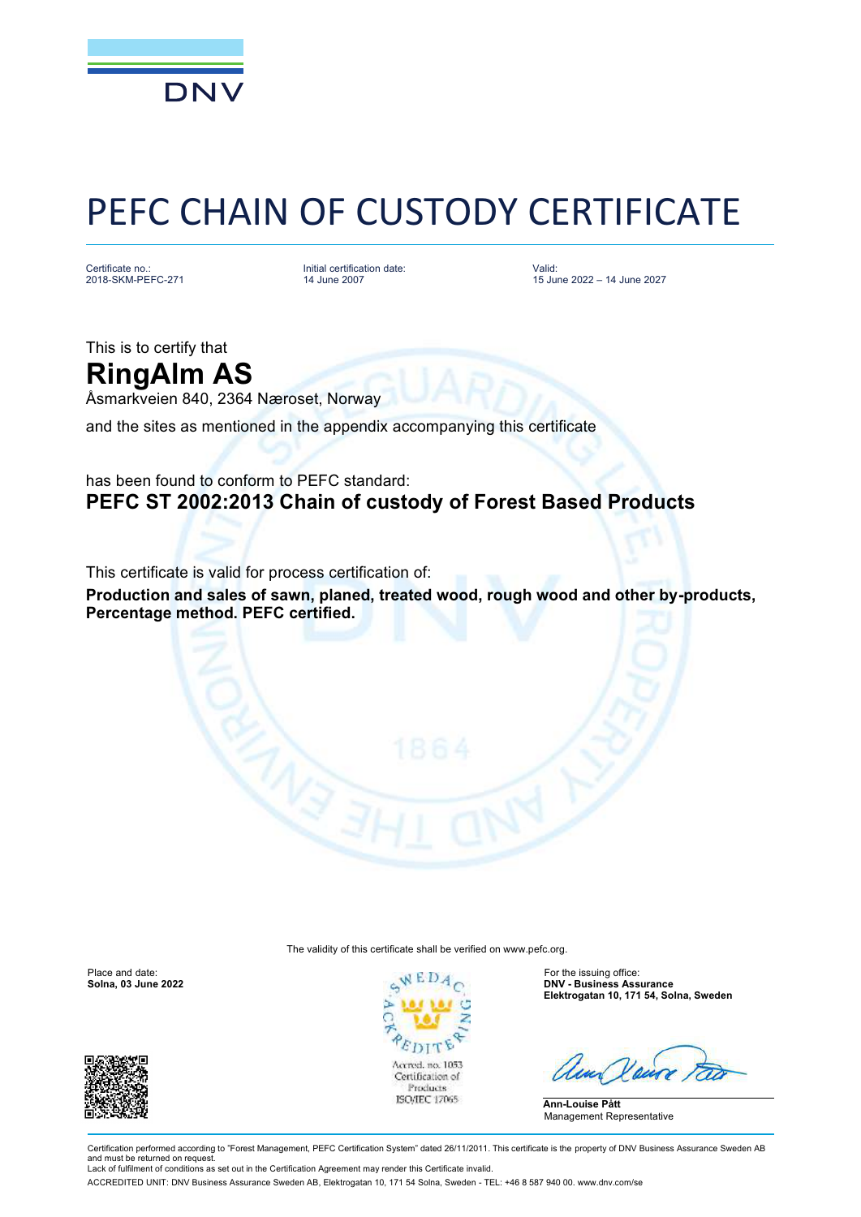# PEFC CHAIN OF CUSTODY CERTIFICATE

Certificate no.:
2018-SKM-PEFC-271

Initial certification date:
14 June 2007

Valid:
15 June 2022 – 14 June 2027

This is to certify that

## RingAlm AS

Åsmarkveien 840, 2364 Næroset, Norway

and the sites as mentioned in the appendix accompanying this certificate

has been found to conform to PEFC standard:

**PEFC ST 2002:2013 Chain of custody of Forest Based Products**

This certificate is valid for process certification of:

**Production and sales of sawn, planed, treated wood, rough wood and other by-products, Percentage method. PEFC certified.**

The validity of this certificate shall be verified on www.pefc.org.

Place and date:
**Solna, 03 June 2022**

Accred. no. 1053
Certification of Products
ISO/IEC 17065

For the issuing office:
**DNV - Business Assurance**
**Elektrogatan 10, 171 54, Solna, Sweden**

**Ann-Louise Pått**
Management Representative

Certification performed according to "Forest Management, PEFC Certification System" dated 26/11/2011. This certificate is the property of DNV Business Assurance Sweden AB and must be returned on request.
Lack of fulfilment of conditions as set out in the Certification Agreement may render this Certificate invalid.

ACCREDITED UNIT: DNV Business Assurance Sweden AB, Elektrogatan 10, 171 54 Solna, Sweden - TEL: +46 8 587 940 00. www.dnv.com/se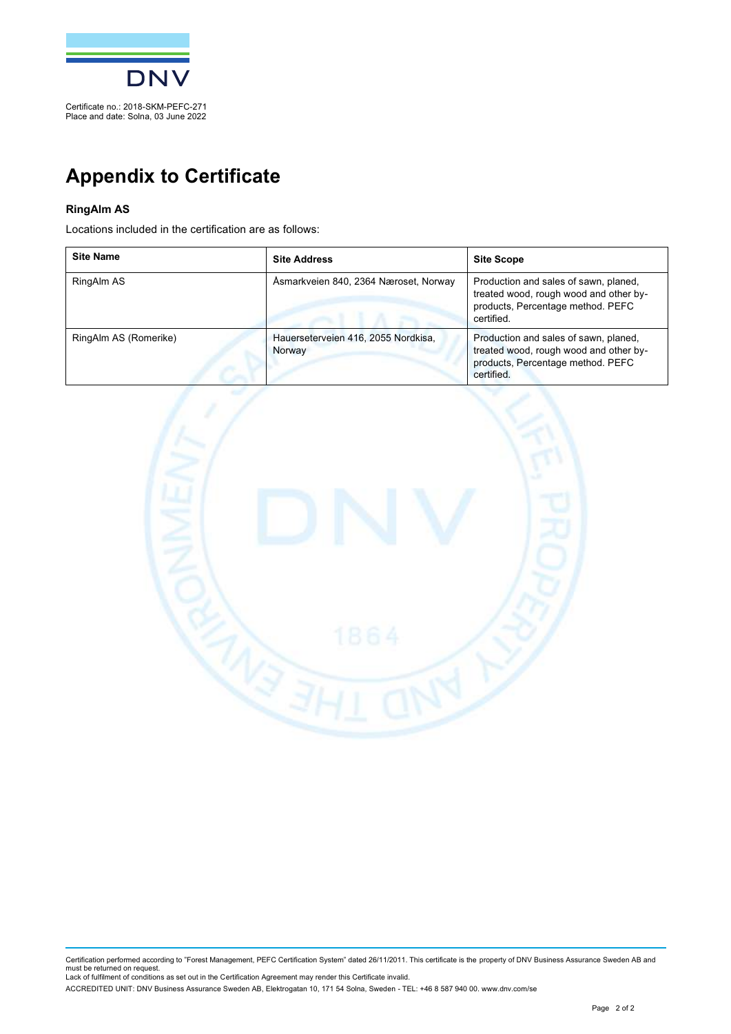Certificate no.: 2018-SKM-PEFC-271
Place and date: Solna, 03 June 2022

# Appendix to Certificate

**RingAlm AS**

Locations included in the certification are as follows:

| Site Name | Site Address | Site Scope |
|---|---|---|
| RingAlm AS | Åsmarkveien 840, 2364 Næroset, Norway | Production and sales of sawn, planed, treated wood, rough wood and other by-products, Percentage method. PEFC certified. |
| RingAlm AS (Romerike) | Hauersetervein 416, 2055 Nordkisa, Norway | Production and sales of sawn, planed, treated wood, rough wood and other by-products, Percentage method. PEFC certified. |

Certification performed according to "Forest Management, PEFC Certification System" dated 26/11/2011. This certificate is the property of DNV Business Assurance Sweden AB and must be returned on request.
Lack of fulfilment of conditions as set out in the Certification Agreement may render this Certificate invalid.

ACCREDITED UNIT: DNV Business Assurance Sweden AB, Elektrogatan 10, 171 54 Solna, Sweden - TEL: +46 8 587 940 00. www.dnv.com/se